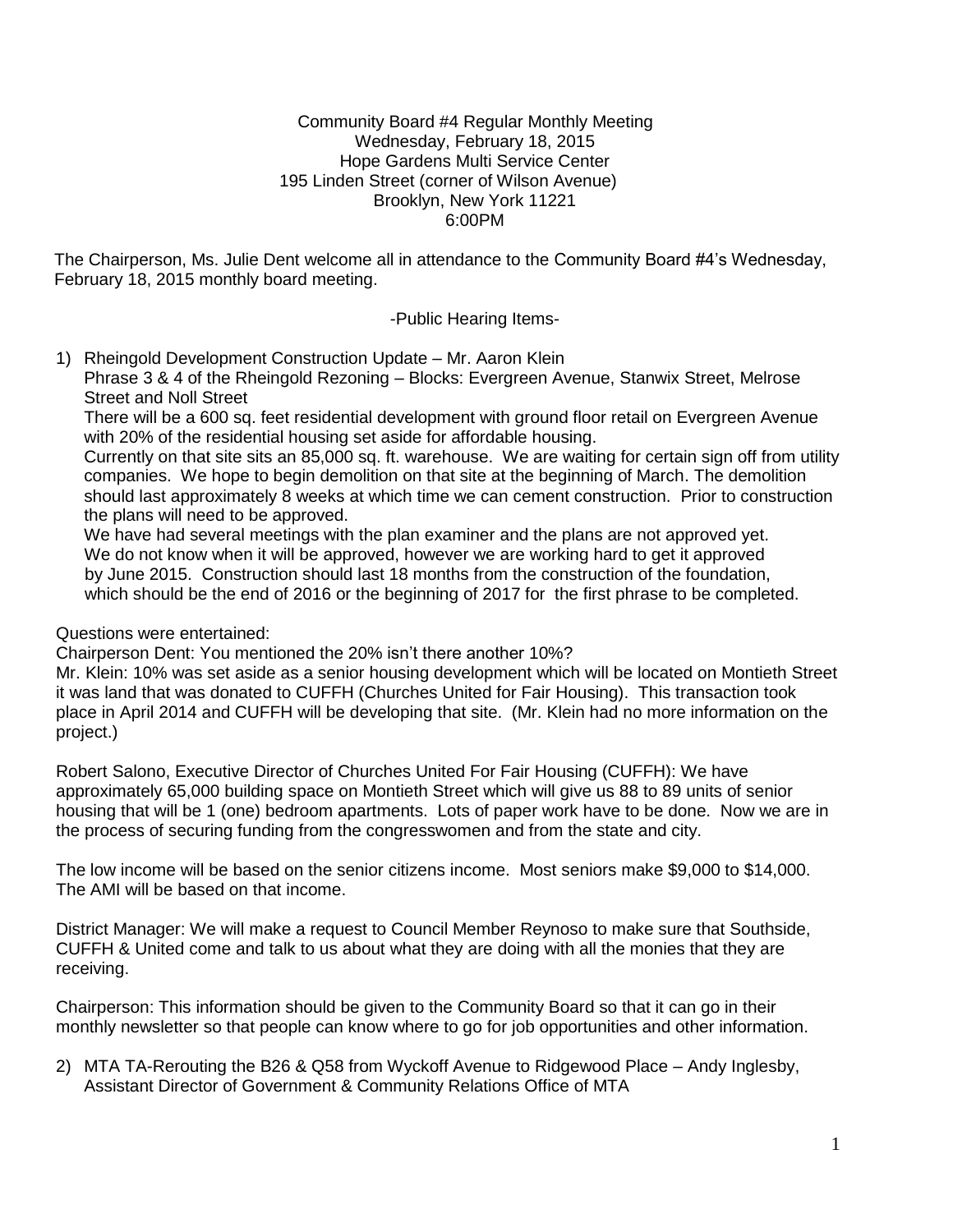Community Board #4 Regular Monthly Meeting
Wednesday, February 18, 2015
Hope Gardens Multi Service Center
195 Linden Street (corner of Wilson Avenue)
Brooklyn, New York 11221
6:00PM

The Chairperson, Ms. Julie Dent welcome all in attendance to the Community Board #4's Wednesday, February 18, 2015 monthly board meeting.

-Public Hearing Items-

1) Rheingold Development Construction Update – Mr. Aaron Klein
   Phrase 3 & 4 of the Rheingold Rezoning – Blocks: Evergreen Avenue, Stanwix Street, Melrose Street and Noll Street
   There will be a 600 sq. feet residential development with ground floor retail on Evergreen Avenue with 20% of the residential housing set aside for affordable housing.
   Currently on that site sits an 85,000 sq. ft. warehouse. We are waiting for certain sign off from utility companies. We hope to begin demolition on that site at the beginning of March. The demolition should last approximately 8 weeks at which time we can cement construction. Prior to construction the plans will need to be approved.
   We have had several meetings with the plan examiner and the plans are not approved yet. We do not know when it will be approved, however we are working hard to get it approved by June 2015. Construction should last 18 months from the construction of the foundation, which should be the end of 2016 or the beginning of 2017 for the first phrase to be completed.

Questions were entertained:
Chairperson Dent: You mentioned the 20% isn't there another 10%?
Mr. Klein: 10% was set aside as a senior housing development which will be located on Montieth Street it was land that was donated to CUFFH (Churches United for Fair Housing). This transaction took place in April 2014 and CUFFH will be developing that site. (Mr. Klein had no more information on the project.)

Robert Salono, Executive Director of Churches United For Fair Housing (CUFFH): We have approximately 65,000 building space on Montieth Street which will give us 88 to 89 units of senior housing that will be 1 (one) bedroom apartments. Lots of paper work have to be done. Now we are in the process of securing funding from the congresswomen and from the state and city.

The low income will be based on the senior citizens income. Most seniors make $9,000 to $14,000. The AMI will be based on that income.

District Manager: We will make a request to Council Member Reynoso to make sure that Southside, CUFFH & United come and talk to us about what they are doing with all the monies that they are receiving.

Chairperson: This information should be given to the Community Board so that it can go in their monthly newsletter so that people can know where to go for job opportunities and other information.

2) MTA TA-Rerouting the B26 & Q58 from Wyckoff Avenue to Ridgewood Place – Andy Inglesby, Assistant Director of Government & Community Relations Office of MTA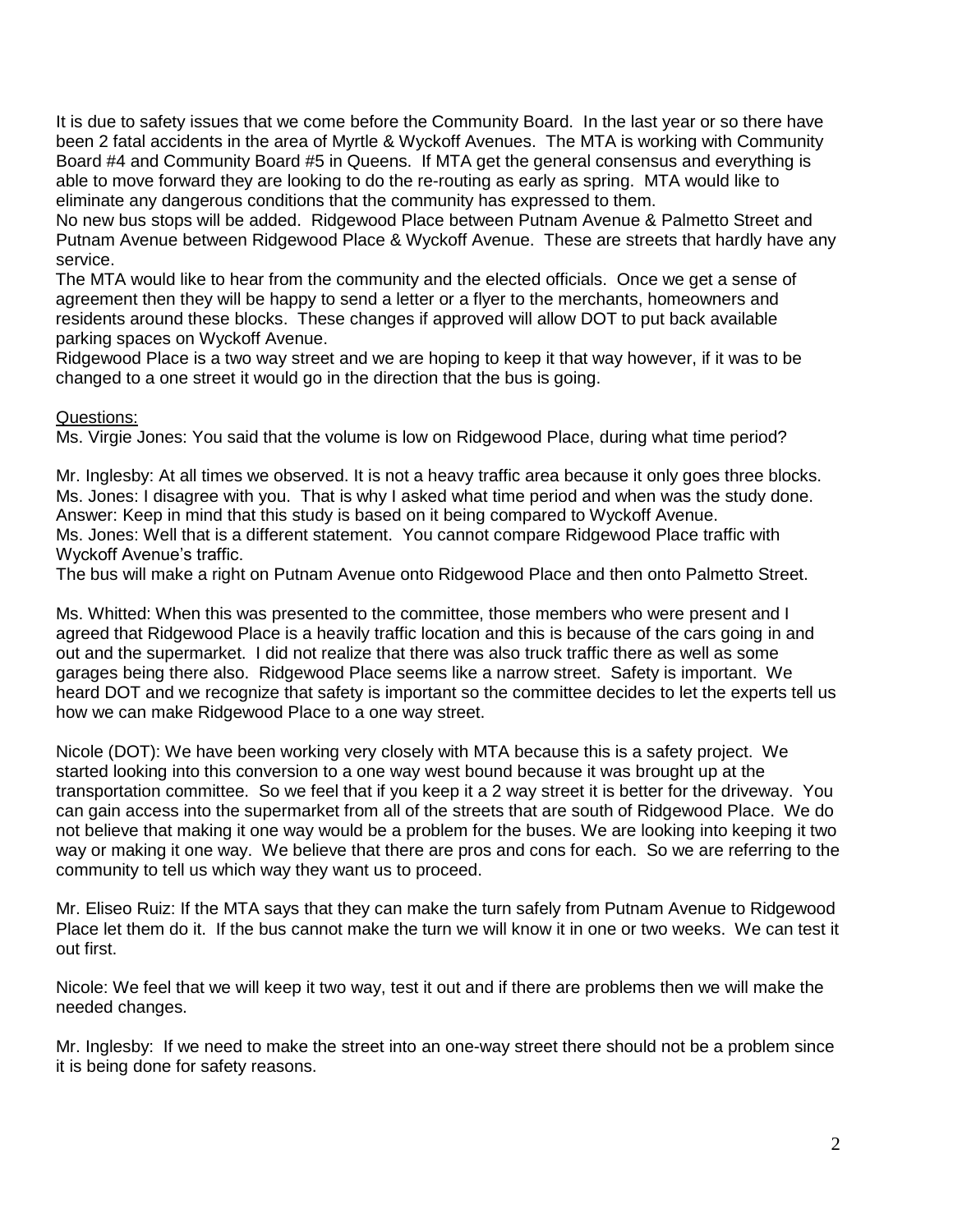It is due to safety issues that we come before the Community Board. In the last year or so there have been 2 fatal accidents in the area of Myrtle & Wyckoff Avenues. The MTA is working with Community Board #4 and Community Board #5 in Queens. If MTA get the general consensus and everything is able to move forward they are looking to do the re-routing as early as spring. MTA would like to eliminate any dangerous conditions that the community has expressed to them.

No new bus stops will be added. Ridgewood Place between Putnam Avenue & Palmetto Street and Putnam Avenue between Ridgewood Place & Wyckoff Avenue. These are streets that hardly have any service.

The MTA would like to hear from the community and the elected officials. Once we get a sense of agreement then they will be happy to send a letter or a flyer to the merchants, homeowners and residents around these blocks. These changes if approved will allow DOT to put back available parking spaces on Wyckoff Avenue.

Ridgewood Place is a two way street and we are hoping to keep it that way however, if it was to be changed to a one street it would go in the direction that the bus is going.

Questions:

Ms. Virgie Jones: You said that the volume is low on Ridgewood Place, during what time period?

Mr. Inglesby: At all times we observed. It is not a heavy traffic area because it only goes three blocks.
Ms. Jones: I disagree with you. That is why I asked what time period and when was the study done.
Answer: Keep in mind that this study is based on it being compared to Wyckoff Avenue.
Ms. Jones: Well that is a different statement. You cannot compare Ridgewood Place traffic with Wyckoff Avenue's traffic.
The bus will make a right on Putnam Avenue onto Ridgewood Place and then onto Palmetto Street.

Ms. Whitted: When this was presented to the committee, those members who were present and I agreed that Ridgewood Place is a heavily traffic location and this is because of the cars going in and out and the supermarket. I did not realize that there was also truck traffic there as well as some garages being there also. Ridgewood Place seems like a narrow street. Safety is important. We heard DOT and we recognize that safety is important so the committee decides to let the experts tell us how we can make Ridgewood Place to a one way street.

Nicole (DOT): We have been working very closely with MTA because this is a safety project. We started looking into this conversion to a one way west bound because it was brought up at the transportation committee. So we feel that if you keep it a 2 way street it is better for the driveway. You can gain access into the supermarket from all of the streets that are south of Ridgewood Place. We do not believe that making it one way would be a problem for the buses. We are looking into keeping it two way or making it one way. We believe that there are pros and cons for each. So we are referring to the community to tell us which way they want us to proceed.

Mr. Eliseo Ruiz: If the MTA says that they can make the turn safely from Putnam Avenue to Ridgewood Place let them do it. If the bus cannot make the turn we will know it in one or two weeks. We can test it out first.

Nicole: We feel that we will keep it two way, test it out and if there are problems then we will make the needed changes.

Mr. Inglesby: If we need to make the street into an one-way street there should not be a problem since it is being done for safety reasons.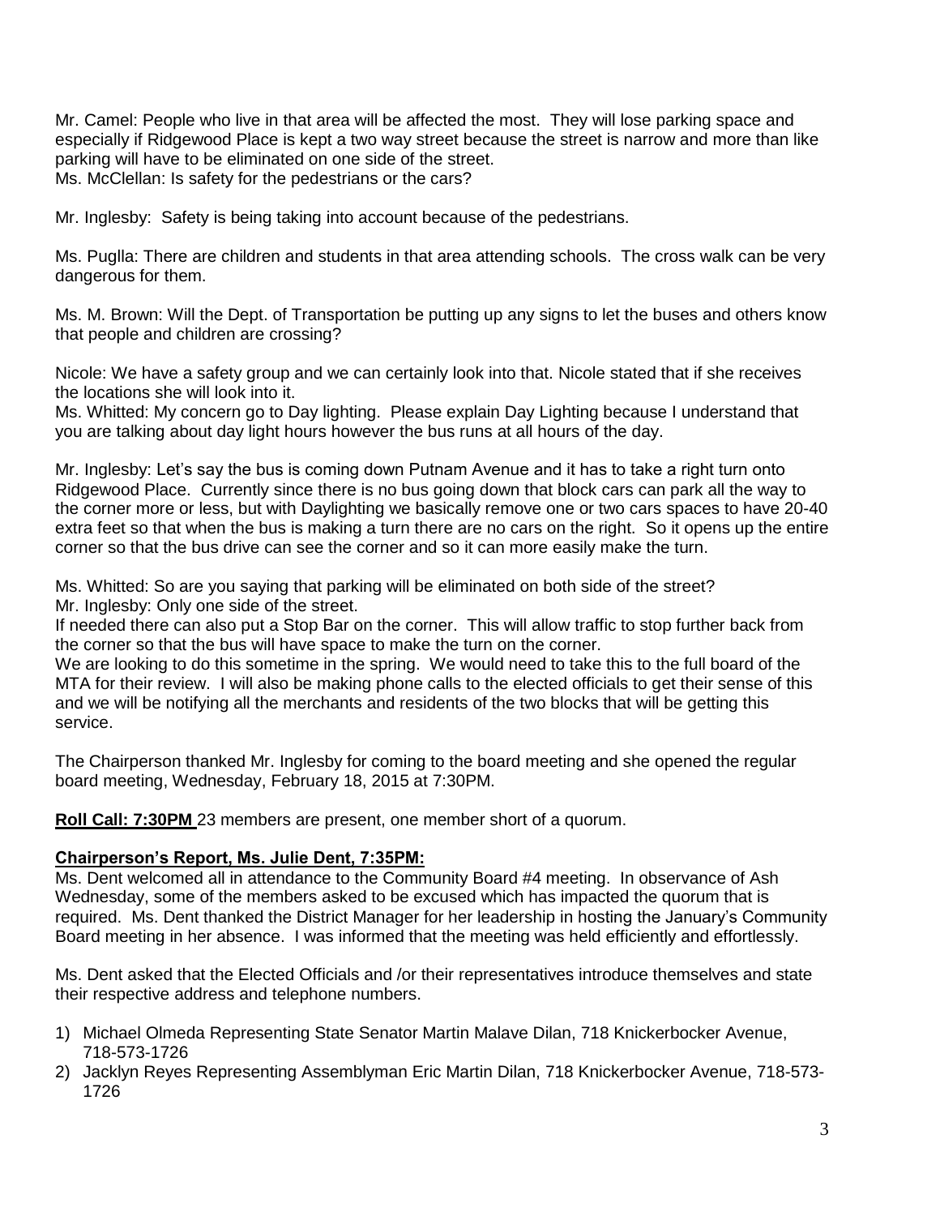Mr. Camel: People who live in that area will be affected the most. They will lose parking space and especially if Ridgewood Place is kept a two way street because the street is narrow and more than like parking will have to be eliminated on one side of the street.
Ms. McClellan: Is safety for the pedestrians or the cars?

Mr. Inglesby: Safety is being taking into account because of the pedestrians.

Ms. Puglla: There are children and students in that area attending schools. The cross walk can be very dangerous for them.

Ms. M. Brown: Will the Dept. of Transportation be putting up any signs to let the buses and others know that people and children are crossing?

Nicole: We have a safety group and we can certainly look into that. Nicole stated that if she receives the locations she will look into it.
Ms. Whitted: My concern go to Day lighting. Please explain Day Lighting because I understand that you are talking about day light hours however the bus runs at all hours of the day.

Mr. Inglesby: Let's say the bus is coming down Putnam Avenue and it has to take a right turn onto Ridgewood Place. Currently since there is no bus going down that block cars can park all the way to the corner more or less, but with Daylighting we basically remove one or two cars spaces to have 20-40 extra feet so that when the bus is making a turn there are no cars on the right. So it opens up the entire corner so that the bus drive can see the corner and so it can more easily make the turn.

Ms. Whitted: So are you saying that parking will be eliminated on both side of the street?
Mr. Inglesby: Only one side of the street.
If needed there can also put a Stop Bar on the corner. This will allow traffic to stop further back from the corner so that the bus will have space to make the turn on the corner.
We are looking to do this sometime in the spring. We would need to take this to the full board of the MTA for their review. I will also be making phone calls to the elected officials to get their sense of this and we will be notifying all the merchants and residents of the two blocks that will be getting this service.

The Chairperson thanked Mr. Inglesby for coming to the board meeting and she opened the regular board meeting, Wednesday, February 18, 2015 at 7:30PM.

**Roll Call: 7:30PM** 23 members are present, one member short of a quorum.

**Chairperson's Report, Ms. Julie Dent, 7:35PM:**
Ms. Dent welcomed all in attendance to the Community Board #4 meeting. In observance of Ash Wednesday, some of the members asked to be excused which has impacted the quorum that is required. Ms. Dent thanked the District Manager for her leadership in hosting the January's Community Board meeting in her absence. I was informed that the meeting was held efficiently and effortlessly.

Ms. Dent asked that the Elected Officials and /or their representatives introduce themselves and state their respective address and telephone numbers.

1) Michael Olmeda Representing State Senator Martin Malave Dilan, 718 Knickerbocker Avenue, 718-573-1726
2) Jacklyn Reyes Representing Assemblyman Eric Martin Dilan, 718 Knickerbocker Avenue, 718-573-1726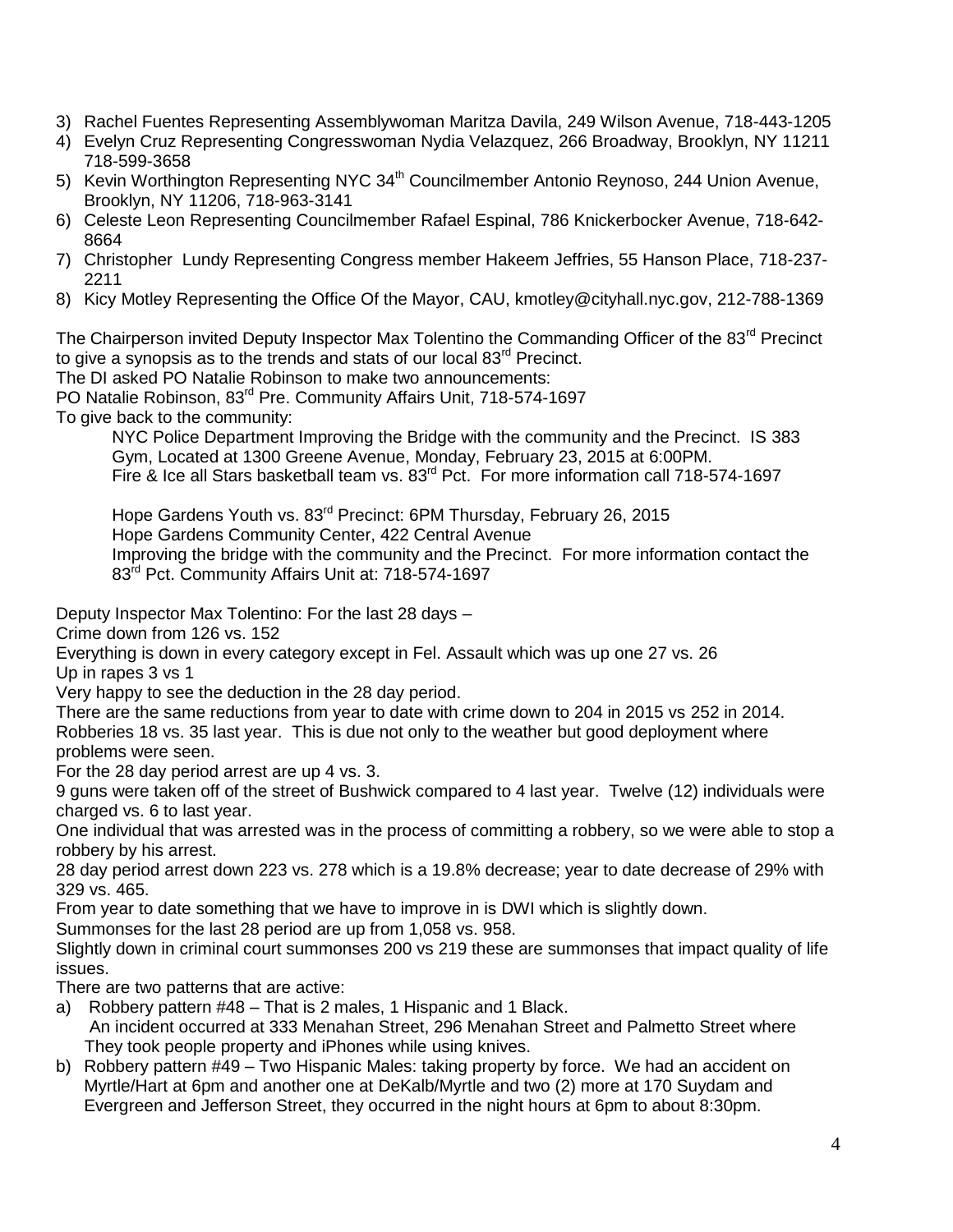3) Rachel Fuentes Representing Assemblywoman Maritza Davila, 249 Wilson Avenue, 718-443-1205
4) Evelyn Cruz Representing Congresswoman Nydia Velazquez, 266 Broadway, Brooklyn, NY 11211 718-599-3658
5) Kevin Worthington Representing NYC 34th Councilmember Antonio Reynoso, 244 Union Avenue, Brooklyn, NY 11206, 718-963-3141
6) Celeste Leon Representing Councilmember Rafael Espinal, 786 Knickerbocker Avenue, 718-642-8664
7) Christopher Lundy Representing Congress member Hakeem Jeffries, 55 Hanson Place, 718-237-2211
8) Kicy Motley Representing the Office Of the Mayor, CAU, kmotley@cityhall.nyc.gov, 212-788-1369

The Chairperson invited Deputy Inspector Max Tolentino the Commanding Officer of the 83rd Precinct to give a synopsis as to the trends and stats of our local 83rd Precinct.

The DI asked PO Natalie Robinson to make two announcements:

PO Natalie Robinson, 83rd Pre. Community Affairs Unit, 718-574-1697

To give back to the community:

> NYC Police Department Improving the Bridge with the community and the Precinct. IS 383 Gym, Located at 1300 Greene Avenue, Monday, February 23, 2015 at 6:00PM.
> Fire & Ice all Stars basketball team vs. 83rd Pct. For more information call 718-574-1697
>
> Hope Gardens Youth vs. 83rd Precinct: 6PM Thursday, February 26, 2015
> Hope Gardens Community Center, 422 Central Avenue
> Improving the bridge with the community and the Precinct. For more information contact the 83rd Pct. Community Affairs Unit at: 718-574-1697

Deputy Inspector Max Tolentino: For the last 28 days –

Crime down from 126 vs. 152

Everything is down in every category except in Fel. Assault which was up one 27 vs. 26

Up in rapes 3 vs 1

Very happy to see the deduction in the 28 day period.

There are the same reductions from year to date with crime down to 204 in 2015 vs 252 in 2014.

Robberies 18 vs. 35 last year. This is due not only to the weather but good deployment where problems were seen.

For the 28 day period arrest are up 4 vs. 3.

9 guns were taken off of the street of Bushwick compared to 4 last year. Twelve (12) individuals were charged vs. 6 to last year.

One individual that was arrested was in the process of committing a robbery, so we were able to stop a robbery by his arrest.

28 day period arrest down 223 vs. 278 which is a 19.8% decrease; year to date decrease of 29% with 329 vs. 465.

From year to date something that we have to improve in is DWI which is slightly down.

Summonses for the last 28 period are up from 1,058 vs. 958.

Slightly down in criminal court summonses 200 vs 219 these are summonses that impact quality of life issues.

There are two patterns that are active:

a) Robbery pattern #48 – That is 2 males, 1 Hispanic and 1 Black.
   An incident occurred at 333 Menahan Street, 296 Menahan Street and Palmetto Street where They took people property and iPhones while using knives.
b) Robbery pattern #49 – Two Hispanic Males: taking property by force. We had an accident on Myrtle/Hart at 6pm and another one at DeKalb/Myrtle and two (2) more at 170 Suydam and Evergreen and Jefferson Street, they occurred in the night hours at 6pm to about 8:30pm.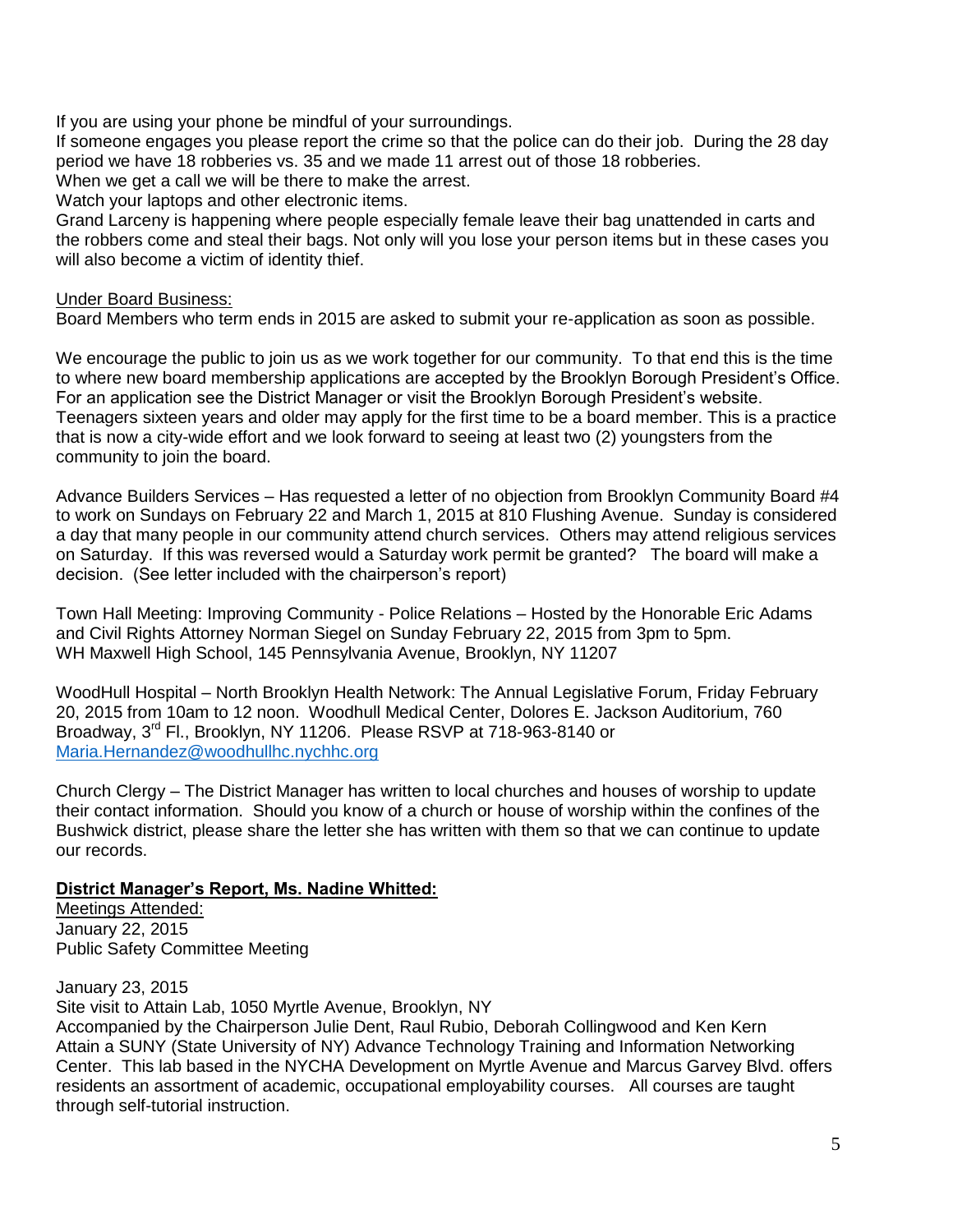If you are using your phone be mindful of your surroundings.
If someone engages you please report the crime so that the police can do their job. During the 28 day period we have 18 robberies vs. 35 and we made 11 arrest out of those 18 robberies.
When we get a call we will be there to make the arrest.
Watch your laptops and other electronic items.
Grand Larceny is happening where people especially female leave their bag unattended in carts and the robbers come and steal their bags. Not only will you lose your person items but in these cases you will also become a victim of identity thief.

Under Board Business:
Board Members who term ends in 2015 are asked to submit your re-application as soon as possible.

We encourage the public to join us as we work together for our community. To that end this is the time to where new board membership applications are accepted by the Brooklyn Borough President's Office. For an application see the District Manager or visit the Brooklyn Borough President's website. Teenagers sixteen years and older may apply for the first time to be a board member. This is a practice that is now a city-wide effort and we look forward to seeing at least two (2) youngsters from the community to join the board.

Advance Builders Services – Has requested a letter of no objection from Brooklyn Community Board #4 to work on Sundays on February 22 and March 1, 2015 at 810 Flushing Avenue. Sunday is considered a day that many people in our community attend church services. Others may attend religious services on Saturday. If this was reversed would a Saturday work permit be granted? The board will make a decision. (See letter included with the chairperson's report)

Town Hall Meeting: Improving Community - Police Relations – Hosted by the Honorable Eric Adams and Civil Rights Attorney Norman Siegel on Sunday February 22, 2015 from 3pm to 5pm.
WH Maxwell High School, 145 Pennsylvania Avenue, Brooklyn, NY 11207

WoodHull Hospital – North Brooklyn Health Network: The Annual Legislative Forum, Friday February 20, 2015 from 10am to 12 noon. Woodhull Medical Center, Dolores E. Jackson Auditorium, 760 Broadway, 3rd Fl., Brooklyn, NY 11206. Please RSVP at 718-963-8140 or Maria.Hernandez@woodhullhc.nychhc.org

Church Clergy – The District Manager has written to local churches and houses of worship to update their contact information. Should you know of a church or house of worship within the confines of the Bushwick district, please share the letter she has written with them so that we can continue to update our records.

**District Manager's Report, Ms. Nadine Whitted:**

Meetings Attended:
January 22, 2015
Public Safety Committee Meeting

January 23, 2015
Site visit to Attain Lab, 1050 Myrtle Avenue, Brooklyn, NY
Accompanied by the Chairperson Julie Dent, Raul Rubio, Deborah Collingwood and Ken Kern
Attain a SUNY (State University of NY) Advance Technology Training and Information Networking Center. This lab based in the NYCHA Development on Myrtle Avenue and Marcus Garvey Blvd. offers residents an assortment of academic, occupational employability courses. All courses are taught through self-tutorial instruction.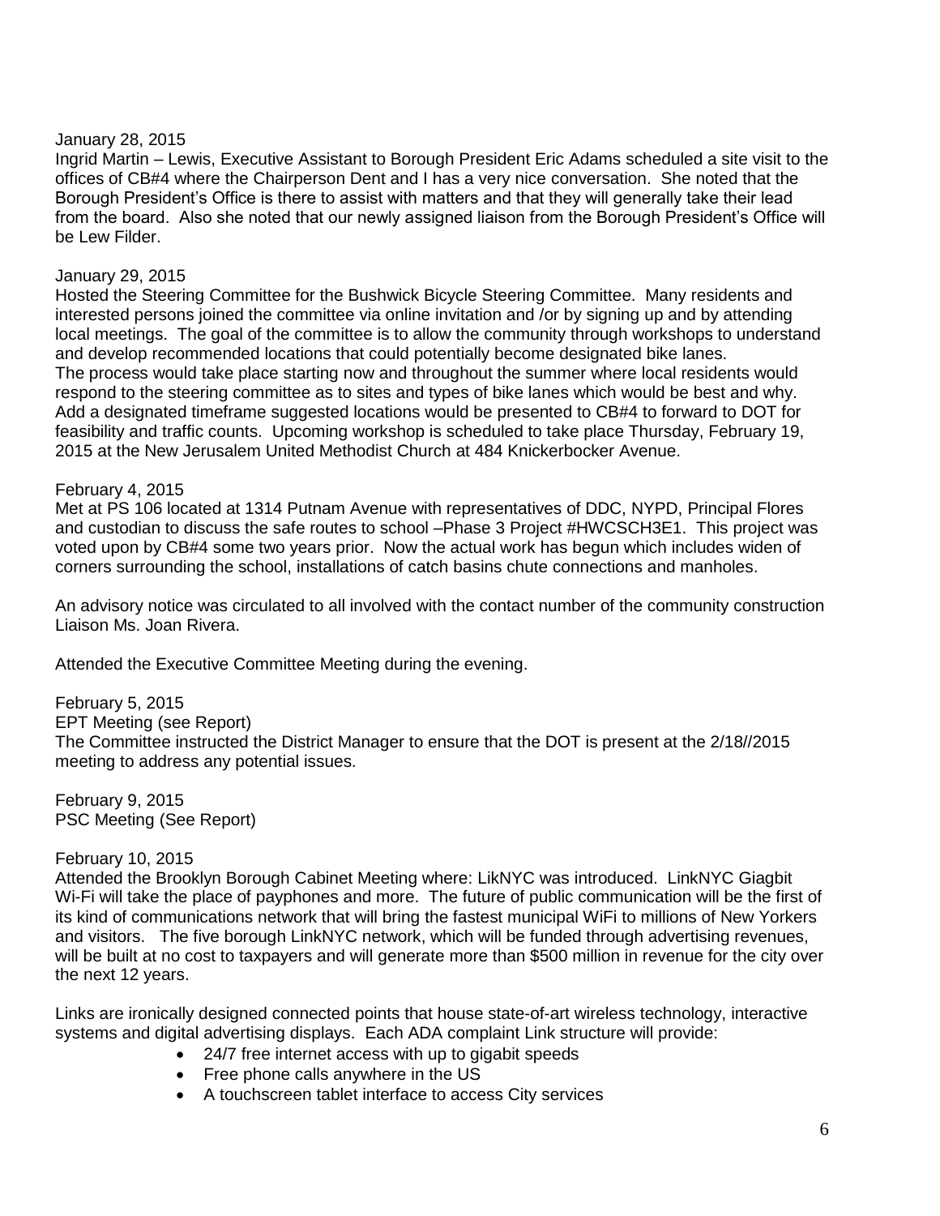January 28, 2015
Ingrid Martin – Lewis, Executive Assistant to Borough President Eric Adams scheduled a site visit to the offices of CB#4 where the Chairperson Dent and I has a very nice conversation. She noted that the Borough President's Office is there to assist with matters and that they will generally take their lead from the board. Also she noted that our newly assigned liaison from the Borough President's Office will be Lew Filder.

January 29, 2015
Hosted the Steering Committee for the Bushwick Bicycle Steering Committee. Many residents and interested persons joined the committee via online invitation and /or by signing up and by attending local meetings. The goal of the committee is to allow the community through workshops to understand and develop recommended locations that could potentially become designated bike lanes.
The process would take place starting now and throughout the summer where local residents would respond to the steering committee as to sites and types of bike lanes which would be best and why. Add a designated timeframe suggested locations would be presented to CB#4 to forward to DOT for feasibility and traffic counts. Upcoming workshop is scheduled to take place Thursday, February 19, 2015 at the New Jerusalem United Methodist Church at 484 Knickerbocker Avenue.

February 4, 2015
Met at PS 106 located at 1314 Putnam Avenue with representatives of DDC, NYPD, Principal Flores and custodian to discuss the safe routes to school –Phase 3 Project #HWCSCH3E1. This project was voted upon by CB#4 some two years prior. Now the actual work has begun which includes widen of corners surrounding the school, installations of catch basins chute connections and manholes.

An advisory notice was circulated to all involved with the contact number of the community construction Liaison Ms. Joan Rivera.

Attended the Executive Committee Meeting during the evening.

February 5, 2015
EPT Meeting (see Report)
The Committee instructed the District Manager to ensure that the DOT is present at the 2/18//2015 meeting to address any potential issues.

February 9, 2015
PSC Meeting (See Report)

February 10, 2015
Attended the Brooklyn Borough Cabinet Meeting where: LikNYC was introduced. LinkNYC Giagbit Wi-Fi will take the place of payphones and more. The future of public communication will be the first of its kind of communications network that will bring the fastest municipal WiFi to millions of New Yorkers and visitors. The five borough LinkNYC network, which will be funded through advertising revenues, will be built at no cost to taxpayers and will generate more than $500 million in revenue for the city over the next 12 years.

Links are ironically designed connected points that house state-of-art wireless technology, interactive systems and digital advertising displays. Each ADA complaint Link structure will provide:

- 24/7 free internet access with up to gigabit speeds
- Free phone calls anywhere in the US
- A touchscreen tablet interface to access City services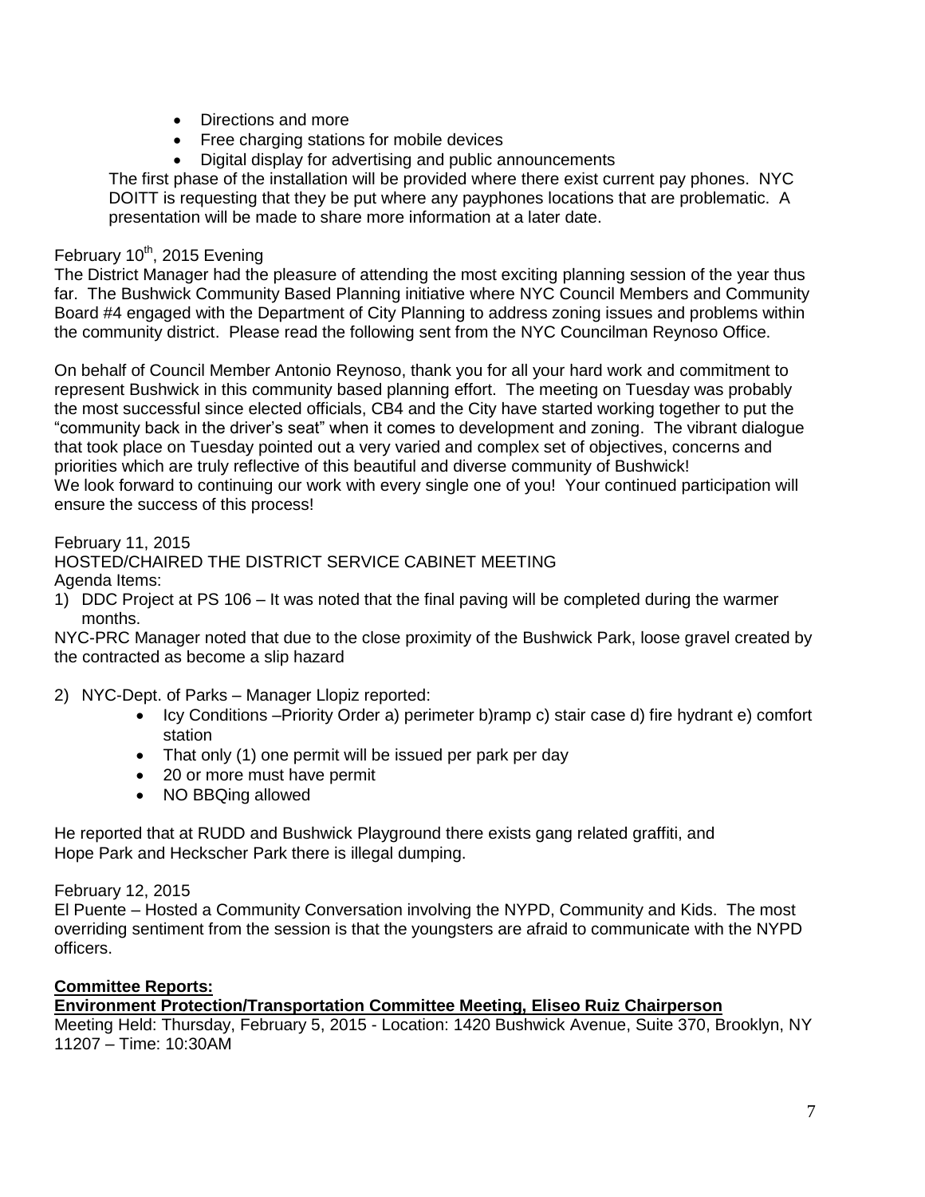- Directions and more
- Free charging stations for mobile devices
- Digital display for advertising and public announcements

The first phase of the installation will be provided where there exist current pay phones. NYC DOITT is requesting that they be put where any payphones locations that are problematic. A presentation will be made to share more information at a later date.

February 10th, 2015 Evening

The District Manager had the pleasure of attending the most exciting planning session of the year thus far. The Bushwick Community Based Planning initiative where NYC Council Members and Community Board #4 engaged with the Department of City Planning to address zoning issues and problems within the community district. Please read the following sent from the NYC Councilman Reynoso Office.

On behalf of Council Member Antonio Reynoso, thank you for all your hard work and commitment to represent Bushwick in this community based planning effort. The meeting on Tuesday was probably the most successful since elected officials, CB4 and the City have started working together to put the "community back in the driver's seat" when it comes to development and zoning. The vibrant dialogue that took place on Tuesday pointed out a very varied and complex set of objectives, concerns and priorities which are truly reflective of this beautiful and diverse community of Bushwick!
We look forward to continuing our work with every single one of you! Your continued participation will ensure the success of this process!

February 11, 2015
HOSTED/CHAIRED THE DISTRICT SERVICE CABINET MEETING
Agenda Items:

1) DDC Project at PS 106 – It was noted that the final paving will be completed during the warmer months.

NYC-PRC Manager noted that due to the close proximity of the Bushwick Park, loose gravel created by the contracted as become a slip hazard

2) NYC-Dept. of Parks – Manager Llopiz reported:
   - Icy Conditions –Priority Order a) perimeter b)ramp c) stair case d) fire hydrant e) comfort station
   - That only (1) one permit will be issued per park per day
   - 20 or more must have permit
   - NO BBQing allowed

He reported that at RUDD and Bushwick Playground there exists gang related graffiti, and Hope Park and Heckscher Park there is illegal dumping.

February 12, 2015

El Puente – Hosted a Community Conversation involving the NYPD, Community and Kids. The most overriding sentiment from the session is that the youngsters are afraid to communicate with the NYPD officers.

**Committee Reports:**

**Environment Protection/Transportation Committee Meeting, Eliseo Ruiz Chairperson**

Meeting Held: Thursday, February 5, 2015 - Location: 1420 Bushwick Avenue, Suite 370, Brooklyn, NY 11207 – Time: 10:30AM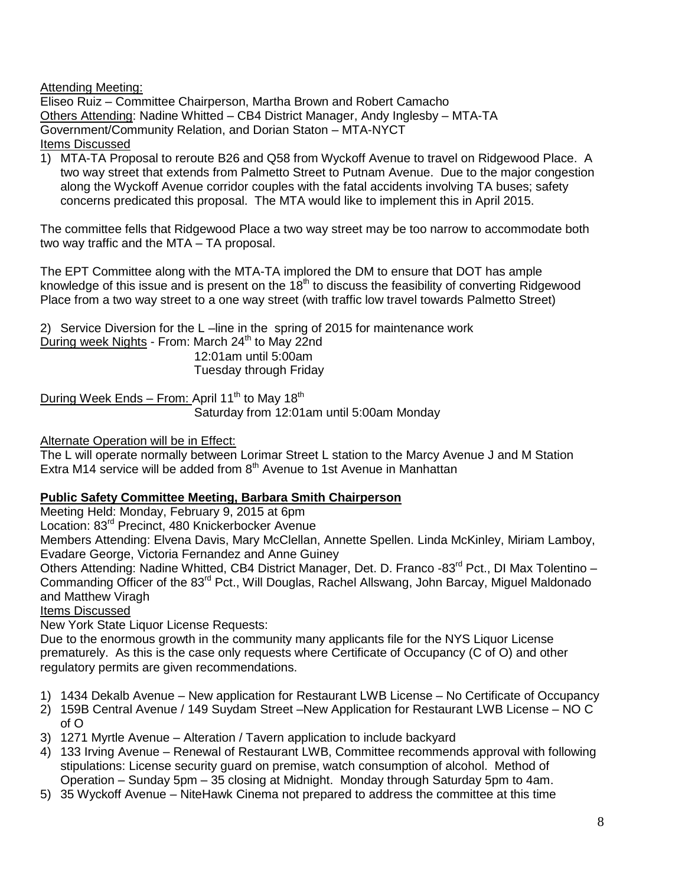<u>Attending Meeting:</u>
Eliseo Ruiz – Committee Chairperson, Martha Brown and Robert Camacho
<u>Others Attending</u>: Nadine Whitted – CB4 District Manager, Andy Inglesby – MTA-TA Government/Community Relation, and Dorian Staton – MTA-NYCT
<u>Items Discussed</u>

1) MTA-TA Proposal to reroute B26 and Q58 from Wyckoff Avenue to travel on Ridgewood Place. A two way street that extends from Palmetto Street to Putnam Avenue. Due to the major congestion along the Wyckoff Avenue corridor couples with the fatal accidents involving TA buses; safety concerns predicated this proposal. The MTA would like to implement this in April 2015.

The committee fells that Ridgewood Place a two way street may be too narrow to accommodate both two way traffic and the MTA – TA proposal.

The EPT Committee along with the MTA-TA implored the DM to ensure that DOT has ample knowledge of this issue and is present on the 18th to discuss the feasibility of converting Ridgewood Place from a two way street to a one way street (with traffic low travel towards Palmetto Street)

2) Service Diversion for the L –line in the spring of 2015 for maintenance work

<u>During week Nights</u> - From: March 24th to May 22nd
12:01am until 5:00am
Tuesday through Friday

<u>During Week Ends – From:</u> April 11th to May 18th
Saturday from 12:01am until 5:00am Monday

<u>Alternate Operation will be in Effect:</u>
The L will operate normally between Lorimar Street L station to the Marcy Avenue J and M Station
Extra M14 service will be added from 8th Avenue to 1st Avenue in Manhattan

**<u>Public Safety Committee Meeting, Barbara Smith Chairperson</u>**

Meeting Held: Monday, February 9, 2015 at 6pm
Location: 83rd Precinct, 480 Knickerbocker Avenue
Members Attending: Elvena Davis, Mary McClellan, Annette Spellen. Linda McKinley, Miriam Lamboy, Evadare George, Victoria Fernandez and Anne Guiney
Others Attending: Nadine Whitted, CB4 District Manager, Det. D. Franco -83rd Pct., DI Max Tolentino – Commanding Officer of the 83rd Pct., Will Douglas, Rachel Allswang, John Barcay, Miguel Maldonado and Matthew Viragh
<u>Items Discussed</u>
New York State Liquor License Requests:
Due to the enormous growth in the community many applicants file for the NYS Liquor License prematurely. As this is the case only requests where Certificate of Occupancy (C of O) and other regulatory permits are given recommendations.

1) 1434 Dekalb Avenue – New application for Restaurant LWB License – No Certificate of Occupancy
2) 159B Central Avenue / 149 Suydam Street –New Application for Restaurant LWB License – NO C of O
3) 1271 Myrtle Avenue – Alteration / Tavern application to include backyard
4) 133 Irving Avenue – Renewal of Restaurant LWB, Committee recommends approval with following stipulations: License security guard on premise, watch consumption of alcohol. Method of Operation – Sunday 5pm – 35 closing at Midnight. Monday through Saturday 5pm to 4am.
5) 35 Wyckoff Avenue – NiteHawk Cinema not prepared to address the committee at this time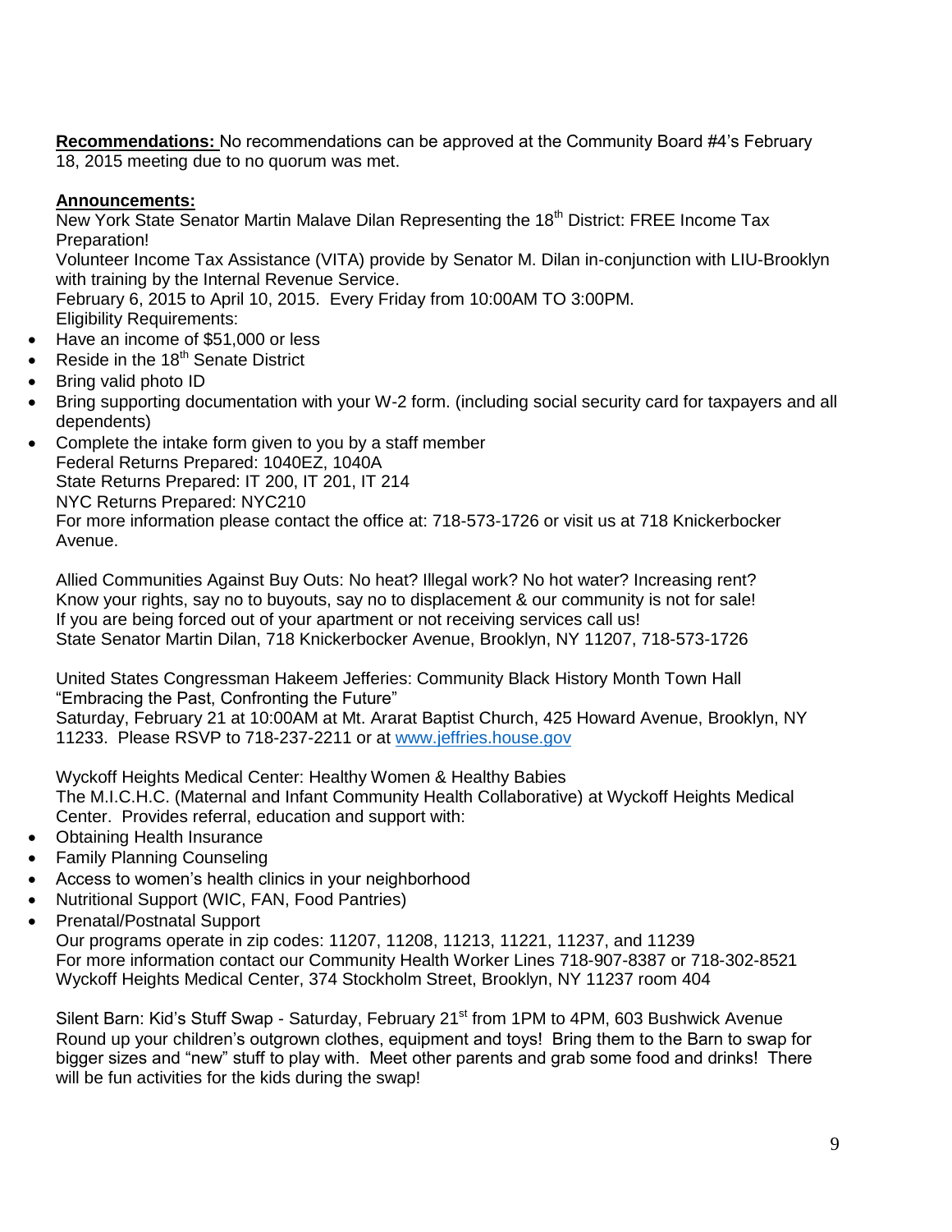**Recommendations:** No recommendations can be approved at the Community Board #4's February 18, 2015 meeting due to no quorum was met.

**Announcements:**

New York State Senator Martin Malave Dilan Representing the 18th District: FREE Income Tax Preparation!
Volunteer Income Tax Assistance (VITA) provide by Senator M. Dilan in-conjunction with LIU-Brooklyn with training by the Internal Revenue Service.
February 6, 2015 to April 10, 2015. Every Friday from 10:00AM TO 3:00PM.
Eligibility Requirements:

- Have an income of $51,000 or less
- Reside in the 18th Senate District
- Bring valid photo ID
- Bring supporting documentation with your W-2 form. (including social security card for taxpayers and all dependents)
- Complete the intake form given to you by a staff member
  Federal Returns Prepared: 1040EZ, 1040A
  State Returns Prepared: IT 200, IT 201, IT 214
  NYC Returns Prepared: NYC210
  For more information please contact the office at: 718-573-1726 or visit us at 718 Knickerbocker Avenue.

Allied Communities Against Buy Outs: No heat? Illegal work? No hot water? Increasing rent? Know your rights, say no to buyouts, say no to displacement & our community is not for sale! If you are being forced out of your apartment or not receiving services call us!
State Senator Martin Dilan, 718 Knickerbocker Avenue, Brooklyn, NY 11207, 718-573-1726

United States Congressman Hakeem Jefferies: Community Black History Month Town Hall "Embracing the Past, Confronting the Future"
Saturday, February 21 at 10:00AM at Mt. Ararat Baptist Church, 425 Howard Avenue, Brooklyn, NY 11233. Please RSVP to 718-237-2211 or at www.jeffries.house.gov

Wyckoff Heights Medical Center: Healthy Women & Healthy Babies
The M.I.C.H.C. (Maternal and Infant Community Health Collaborative) at Wyckoff Heights Medical Center. Provides referral, education and support with:

- Obtaining Health Insurance
- Family Planning Counseling
- Access to women's health clinics in your neighborhood
- Nutritional Support (WIC, FAN, Food Pantries)
- Prenatal/Postnatal Support
  Our programs operate in zip codes: 11207, 11208, 11213, 11221, 11237, and 11239
  For more information contact our Community Health Worker Lines 718-907-8387 or 718-302-8521
  Wyckoff Heights Medical Center, 374 Stockholm Street, Brooklyn, NY 11237 room 404

Silent Barn: Kid's Stuff Swap - Saturday, February 21st from 1PM to 4PM, 603 Bushwick Avenue
Round up your children's outgrown clothes, equipment and toys! Bring them to the Barn to swap for bigger sizes and "new" stuff to play with. Meet other parents and grab some food and drinks! There will be fun activities for the kids during the swap!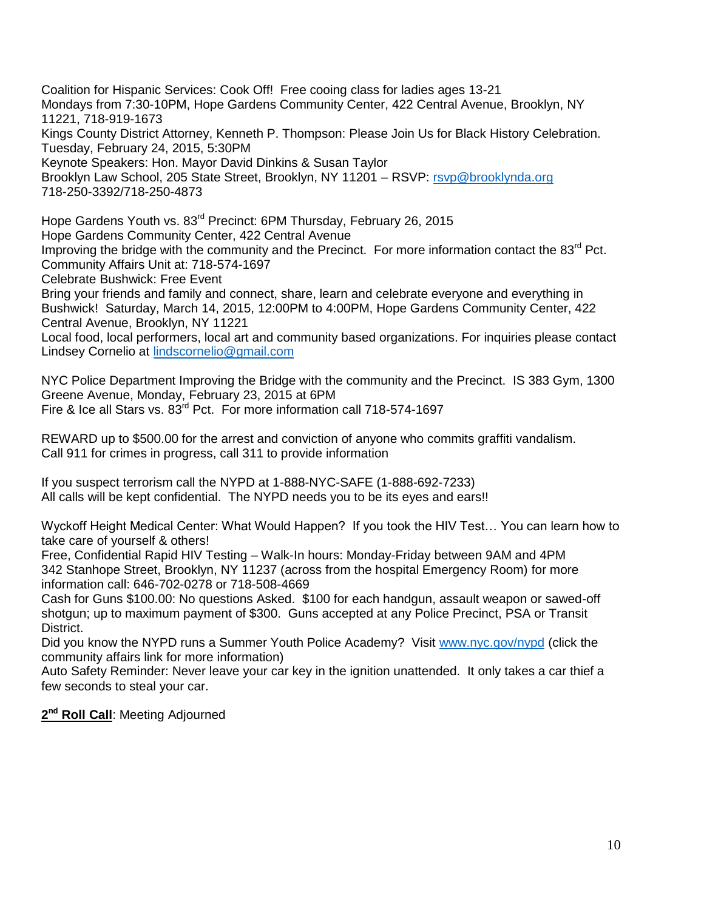Coalition for Hispanic Services: Cook Off! Free cooing class for ladies ages 13-21
Mondays from 7:30-10PM, Hope Gardens Community Center, 422 Central Avenue, Brooklyn, NY 11221, 718-919-1673
Kings County District Attorney, Kenneth P. Thompson: Please Join Us for Black History Celebration.
Tuesday, February 24, 2015, 5:30PM
Keynote Speakers: Hon. Mayor David Dinkins & Susan Taylor
Brooklyn Law School, 205 State Street, Brooklyn, NY 11201 – RSVP: rsvp@brooklynda.org
718-250-3392/718-250-4873

Hope Gardens Youth vs. 83rd Precinct: 6PM Thursday, February 26, 2015
Hope Gardens Community Center, 422 Central Avenue
Improving the bridge with the community and the Precinct. For more information contact the 83rd Pct. Community Affairs Unit at: 718-574-1697
Celebrate Bushwick: Free Event
Bring your friends and family and connect, share, learn and celebrate everyone and everything in Bushwick! Saturday, March 14, 2015, 12:00PM to 4:00PM, Hope Gardens Community Center, 422 Central Avenue, Brooklyn, NY 11221
Local food, local performers, local art and community based organizations. For inquiries please contact Lindsey Cornelio at lindscornelio@gmail.com

NYC Police Department Improving the Bridge with the community and the Precinct. IS 383 Gym, 1300 Greene Avenue, Monday, February 23, 2015 at 6PM
Fire & Ice all Stars vs. 83rd Pct. For more information call 718-574-1697

REWARD up to $500.00 for the arrest and conviction of anyone who commits graffiti vandalism.
Call 911 for crimes in progress, call 311 to provide information

If you suspect terrorism call the NYPD at 1-888-NYC-SAFE (1-888-692-7233)
All calls will be kept confidential. The NYPD needs you to be its eyes and ears!!

Wyckoff Height Medical Center: What Would Happen? If you took the HIV Test… You can learn how to take care of yourself & others!
Free, Confidential Rapid HIV Testing – Walk-In hours: Monday-Friday between 9AM and 4PM
342 Stanhope Street, Brooklyn, NY 11237 (across from the hospital Emergency Room) for more information call: 646-702-0278 or 718-508-4669
Cash for Guns $100.00: No questions Asked. $100 for each handgun, assault weapon or sawed-off shotgun; up to maximum payment of $300. Guns accepted at any Police Precinct, PSA or Transit District.
Did you know the NYPD runs a Summer Youth Police Academy? Visit www.nyc.gov/nypd (click the community affairs link for more information)
Auto Safety Reminder: Never leave your car key in the ignition unattended. It only takes a car thief a few seconds to steal your car.

**2nd Roll Call**: Meeting Adjourned